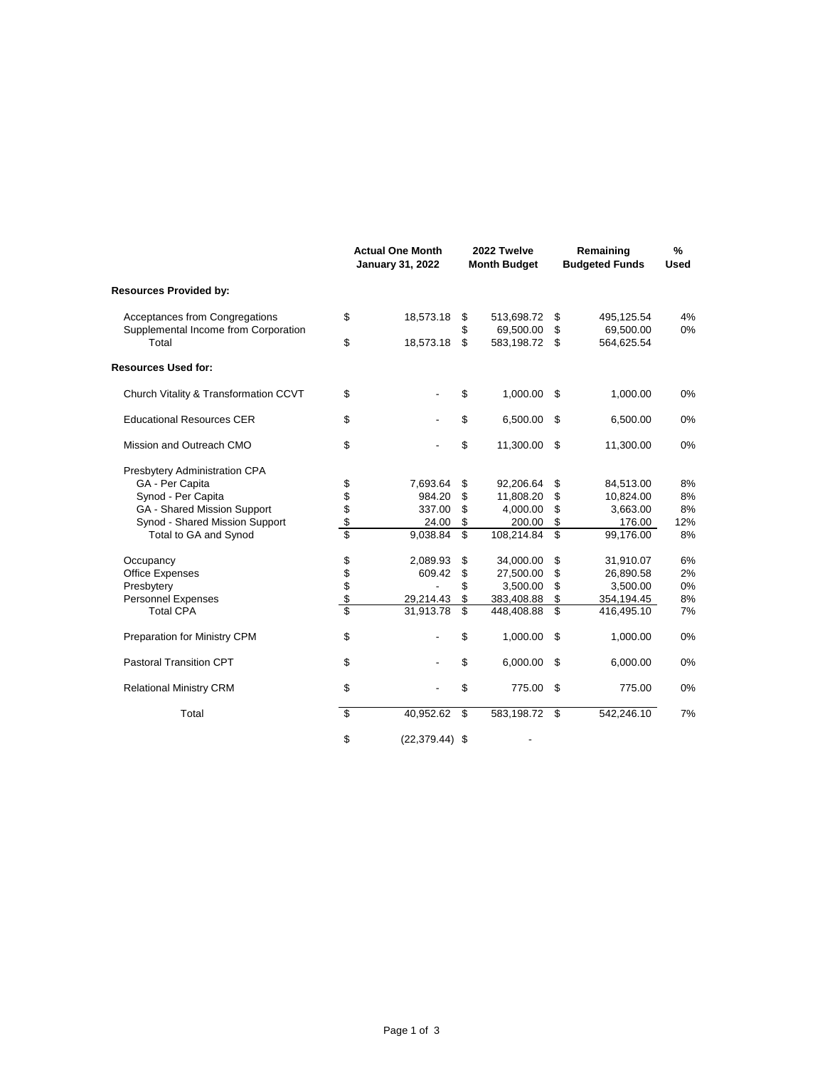| | Actual One Month January 31, 2022 | 2022 Twelve Month Budget | Remaining Budgeted Funds | % Used |
|---|---|---|---|---|
| **Resources Provided by:** | | | | |
| Acceptances from Congregations | $ 18,573.18 | $ 513,698.72 | $ 495,125.54 | 4% |
| Supplemental Income from Corporation | | $ 69,500.00 | $ 69,500.00 | 0% |
| Total | $ 18,573.18 | $ 583,198.72 | $ 564,625.54 | |
| **Resources Used for:** | | | | |
| Church Vitality & Transformation CCVT | $ - | $ 1,000.00 | $ 1,000.00 | 0% |
| Educational Resources CER | $ - | $ 6,500.00 | $ 6,500.00 | 0% |
| Mission and Outreach CMO | $ - | $ 11,300.00 | $ 11,300.00 | 0% |
| Presbytery Administration CPA | | | | |
| GA - Per Capita | $ 7,693.64 | $ 92,206.64 | $ 84,513.00 | 8% |
| Synod - Per Capita | $ 984.20 | $ 11,808.20 | $ 10,824.00 | 8% |
| GA - Shared Mission Support | $ 337.00 | $ 4,000.00 | $ 3,663.00 | 8% |
| Synod - Shared Mission Support | $ 24.00 | $ 200.00 | $ 176.00 | 12% |
| Total to GA and Synod | $ 9,038.84 | $ 108,214.84 | $ 99,176.00 | 8% |
| Occupancy | $ 2,089.93 | $ 34,000.00 | $ 31,910.07 | 6% |
| Office Expenses | $ 609.42 | $ 27,500.00 | $ 26,890.58 | 2% |
| Presbytery | $ - | $ 3,500.00 | $ 3,500.00 | 0% |
| Personnel Expenses | $ 29,214.43 | $ 383,408.88 | $ 354,194.45 | 8% |
| Total CPA | $ 31,913.78 | $ 448,408.88 | $ 416,495.10 | 7% |
| Preparation for Ministry CPM | $ - | $ 1,000.00 | $ 1,000.00 | 0% |
| Pastoral Transition CPT | $ - | $ 6,000.00 | $ 6,000.00 | 0% |
| Relational Ministry CRM | $ - | $ 775.00 | $ 775.00 | 0% |
| Total | $ 40,952.62 | $ 583,198.72 | $ 542,246.10 | 7% |
| | $ (22,379.44) | $ - | | |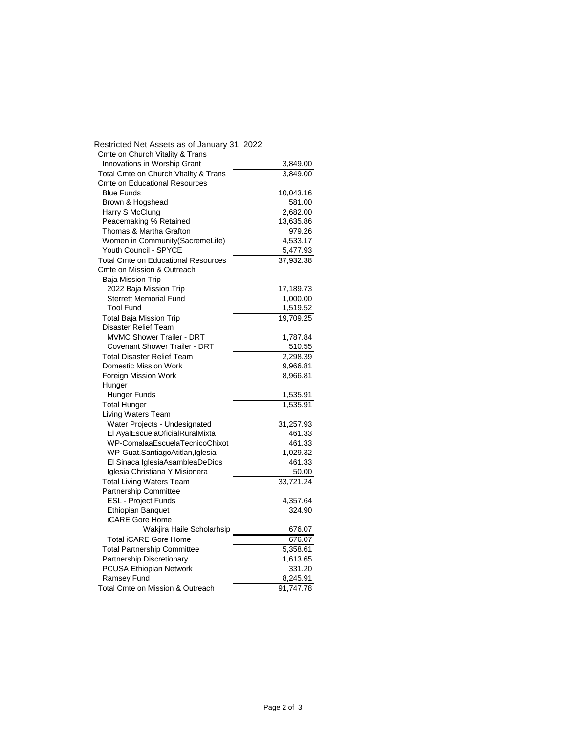# Restricted Net Assets as of January 31, 2022

| Account | Amount |
|---|---|
| Cmte on Church Vitality & Trans | |
| Innovations in Worship Grant | 3,849.00 |
| Total Cmte on Church Vitality & Trans | 3,849.00 |
| Cmte on Educational Resources | |
| Blue Funds | 10,043.16 |
| Brown & Hogshead | 581.00 |
| Harry S McClung | 2,682.00 |
| Peacemaking % Retained | 13,635.86 |
| Thomas & Martha Grafton | 979.26 |
| Women in Community(SacremeLife) | 4,533.17 |
| Youth Council - SPYCE | 5,477.93 |
| Total Cmte on Educational Resources | 37,932.38 |
| Cmte on Mission & Outreach | |
| Baja Mission Trip | |
| 2022 Baja Mission Trip | 17,189.73 |
| Sterrett Memorial Fund | 1,000.00 |
| Tool Fund | 1,519.52 |
| Total Baja Mission Trip | 19,709.25 |
| Disaster Relief Team | |
| MVMC Shower Trailer - DRT | 1,787.84 |
| Covenant Shower Trailer - DRT | 510.55 |
| Total Disaster Relief Team | 2,298.39 |
| Domestic Mission Work | 9,966.81 |
| Foreign Mission Work | 8,966.81 |
| Hunger | |
| Hunger Funds | 1,535.91 |
| Total Hunger | 1,535.91 |
| Living Waters Team | |
| Water Projects - Undesignated | 31,257.93 |
| El AyalEscuelaOficialRuralMixta | 461.33 |
| WP-ComalaaEscuelaTecnicoChixot | 461.33 |
| WP-Guat.SantiagoAtitlan,Iglesia | 1,029.32 |
| El Sinaca IglesiaAsambleaDeDios | 461.33 |
| Iglesia Christiana Y Misionera | 50.00 |
| Total Living Waters Team | 33,721.24 |
| Partnership Committee | |
| ESL - Project Funds | 4,357.64 |
| Ethiopian Banquet | 324.90 |
| iCARE Gore Home | |
| Wakjira Haile Scholarhsip | 676.07 |
| Total iCARE Gore Home | 676.07 |
| Total Partnership Committee | 5,358.61 |
| Partnership Discretionary | 1,613.65 |
| PCUSA Ethiopian Network | 331.20 |
| Ramsey Fund | 8,245.91 |
| Total Cmte on Mission & Outreach | 91,747.78 |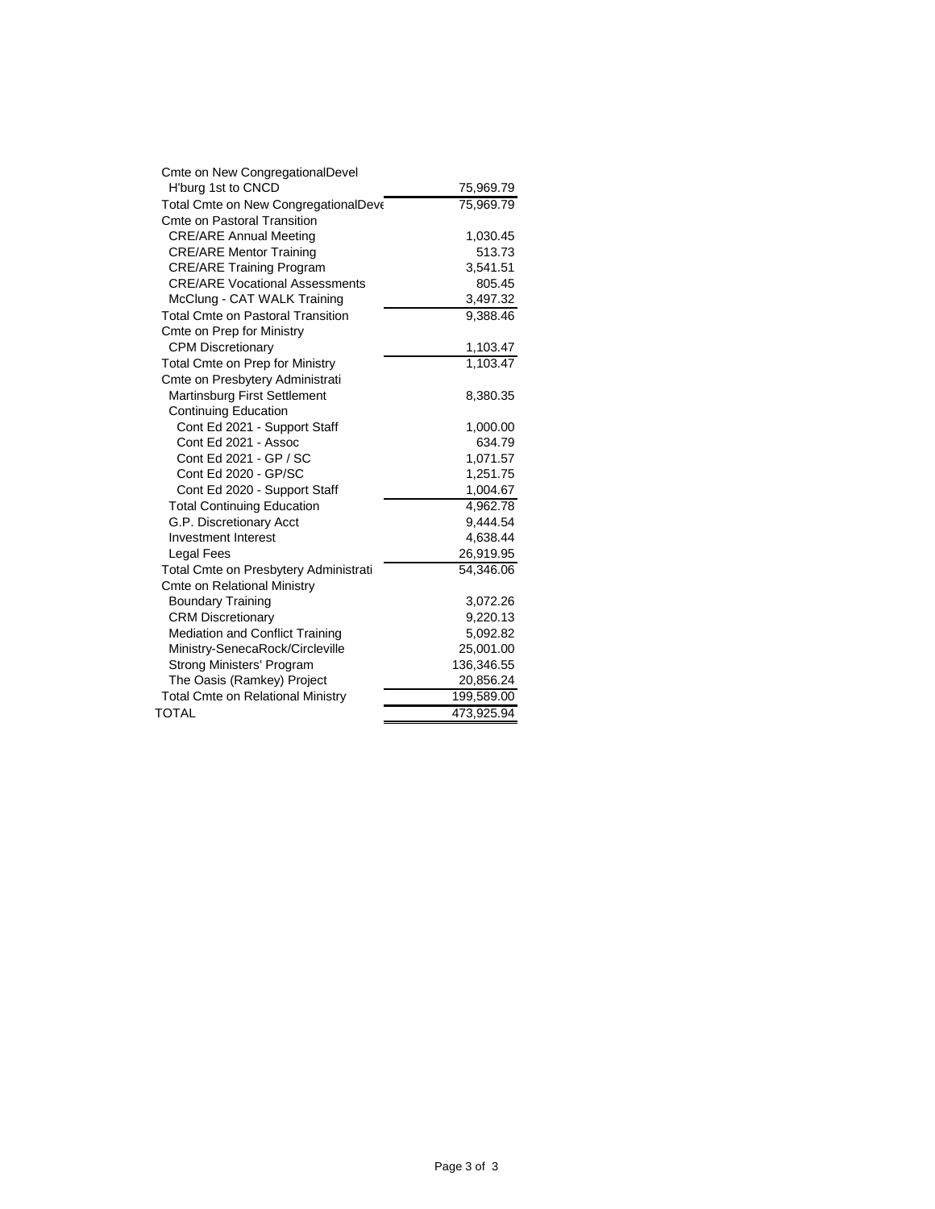| | |
|---|---|
| Cmte on New CongregationalDevel | |
| H'burg 1st to CNCD | 75,969.79 |
| Total Cmte on New CongregationalDeve | 75,969.79 |
| Cmte on Pastoral Transition | |
| CRE/ARE Annual Meeting | 1,030.45 |
| CRE/ARE Mentor Training | 513.73 |
| CRE/ARE Training Program | 3,541.51 |
| CRE/ARE Vocational Assessments | 805.45 |
| McClung - CAT WALK Training | 3,497.32 |
| Total Cmte on Pastoral Transition | 9,388.46 |
| Cmte on Prep for Ministry | |
| CPM Discretionary | 1,103.47 |
| Total Cmte on Prep for Ministry | 1,103.47 |
| Cmte on Presbytery Administrati | |
| Martinsburg First Settlement | 8,380.35 |
| Continuing Education | |
| Cont Ed 2021 - Support Staff | 1,000.00 |
| Cont Ed 2021 - Assoc | 634.79 |
| Cont Ed 2021 - GP / SC | 1,071.57 |
| Cont Ed 2020 - GP/SC | 1,251.75 |
| Cont Ed 2020 - Support Staff | 1,004.67 |
| Total Continuing Education | 4,962.78 |
| G.P. Discretionary Acct | 9,444.54 |
| Investment Interest | 4,638.44 |
| Legal Fees | 26,919.95 |
| Total Cmte on Presbytery Administrati | 54,346.06 |
| Cmte on Relational Ministry | |
| Boundary Training | 3,072.26 |
| CRM Discretionary | 9,220.13 |
| Mediation and Conflict Training | 5,092.82 |
| Ministry-SenecaRock/Circleville | 25,001.00 |
| Strong Ministers' Program | 136,346.55 |
| The Oasis (Ramkey) Project | 20,856.24 |
| Total Cmte on Relational Ministry | 199,589.00 |
| TOTAL | 473,925.94 |